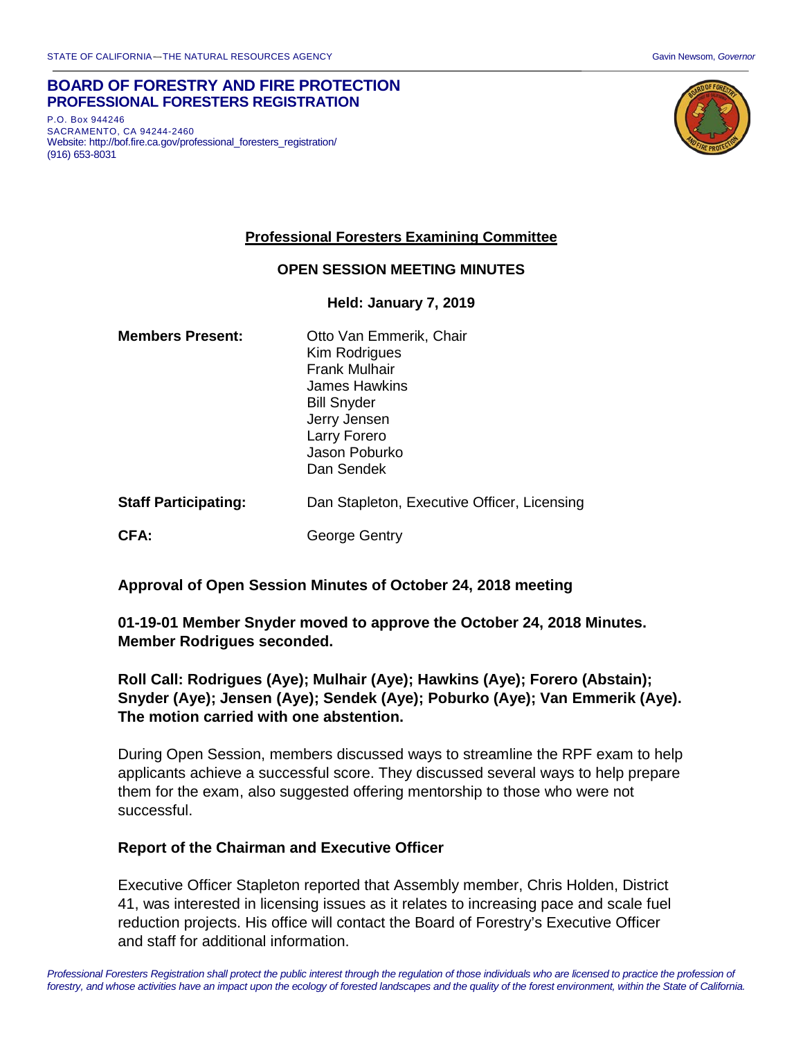STATE OF CALIFORNIA—THE NATURAL RESOURCES AGENCY Gavin Newsom, *Governor*

# BOARD OF FORESTRY AND FIRE PROTECTION
## PROFESSIONAL FORESTERS REGISTRATION

P.O. Box 944246
SACRAMENTO, CA 94244-2460
Website: http://bof.fire.ca.gov/professional_foresters_registration/
(916) 653-8031

## Professional Foresters Examining Committee

### OPEN SESSION MEETING MINUTES

**Held: January 7, 2019**

**Members Present:** Otto Van Emmerik, Chair
Kim Rodrigues
Frank Mulhair
James Hawkins
Bill Snyder
Jerry Jensen
Larry Forero
Jason Poburko
Dan Sendek

**Staff Participating:** Dan Stapleton, Executive Officer, Licensing

**CFA:** George Gentry

**Approval of Open Session Minutes of October 24, 2018 meeting**

**01-19-01 Member Snyder moved to approve the October 24, 2018 Minutes. Member Rodrigues seconded.**

**Roll Call: Rodrigues (Aye); Mulhair (Aye); Hawkins (Aye); Forero (Abstain); Snyder (Aye); Jensen (Aye); Sendek (Aye); Poburko (Aye); Van Emmerik (Aye). The motion carried with one abstention.**

During Open Session, members discussed ways to streamline the RPF exam to help applicants achieve a successful score. They discussed several ways to help prepare them for the exam, also suggested offering mentorship to those who were not successful.

**Report of the Chairman and Executive Officer**

Executive Officer Stapleton reported that Assembly member, Chris Holden, District 41, was interested in licensing issues as it relates to increasing pace and scale fuel reduction projects. His office will contact the Board of Forestry's Executive Officer and staff for additional information.

*Professional Foresters Registration shall protect the public interest through the regulation of those individuals who are licensed to practice the profession of forestry, and whose activities have an impact upon the ecology of forested landscapes and the quality of the forest environment, within the State of California.*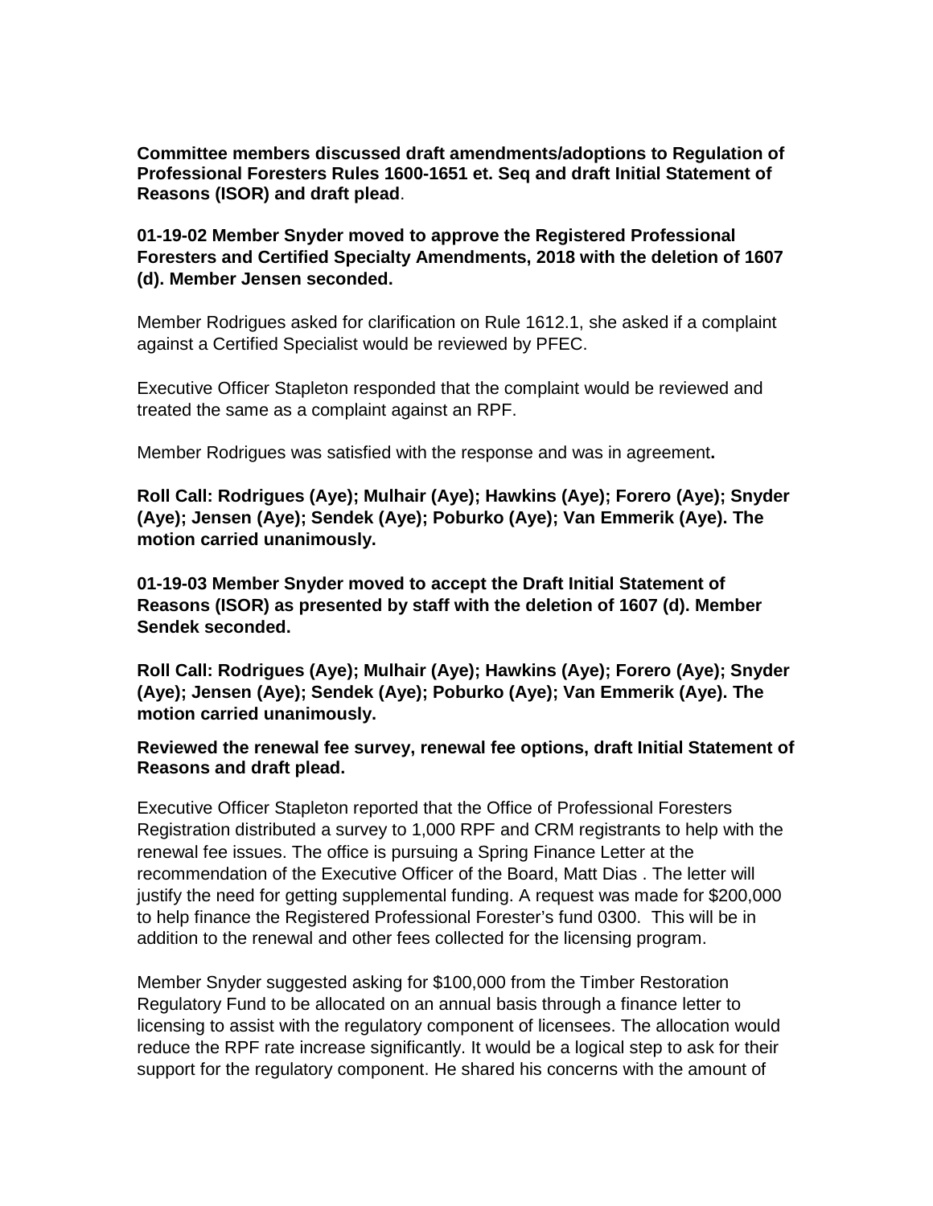**Committee members discussed draft amendments/adoptions to Regulation of Professional Foresters Rules 1600-1651 et. Seq and draft Initial Statement of Reasons (ISOR) and draft plead**.

**01-19-02 Member Snyder moved to approve the Registered Professional Foresters and Certified Specialty Amendments, 2018 with the deletion of 1607 (d). Member Jensen seconded.**

Member Rodrigues asked for clarification on Rule 1612.1, she asked if a complaint against a Certified Specialist would be reviewed by PFEC.

Executive Officer Stapleton responded that the complaint would be reviewed and treated the same as a complaint against an RPF.

Member Rodrigues was satisfied with the response and was in agreement**.**

**Roll Call: Rodrigues (Aye); Mulhair (Aye); Hawkins (Aye); Forero (Aye); Snyder (Aye); Jensen (Aye); Sendek (Aye); Poburko (Aye); Van Emmerik (Aye). The motion carried unanimously.**

**01-19-03 Member Snyder moved to accept the Draft Initial Statement of Reasons (ISOR) as presented by staff with the deletion of 1607 (d). Member Sendek seconded.**

**Roll Call: Rodrigues (Aye); Mulhair (Aye); Hawkins (Aye); Forero (Aye); Snyder (Aye); Jensen (Aye); Sendek (Aye); Poburko (Aye); Van Emmerik (Aye). The motion carried unanimously.**

**Reviewed the renewal fee survey, renewal fee options, draft Initial Statement of Reasons and draft plead.**

Executive Officer Stapleton reported that the Office of Professional Foresters Registration distributed a survey to 1,000 RPF and CRM registrants to help with the renewal fee issues. The office is pursuing a Spring Finance Letter at the recommendation of the Executive Officer of the Board, Matt Dias . The letter will justify the need for getting supplemental funding. A request was made for $200,000 to help finance the Registered Professional Forester's fund 0300. This will be in addition to the renewal and other fees collected for the licensing program.

Member Snyder suggested asking for $100,000 from the Timber Restoration Regulatory Fund to be allocated on an annual basis through a finance letter to licensing to assist with the regulatory component of licensees. The allocation would reduce the RPF rate increase significantly. It would be a logical step to ask for their support for the regulatory component. He shared his concerns with the amount of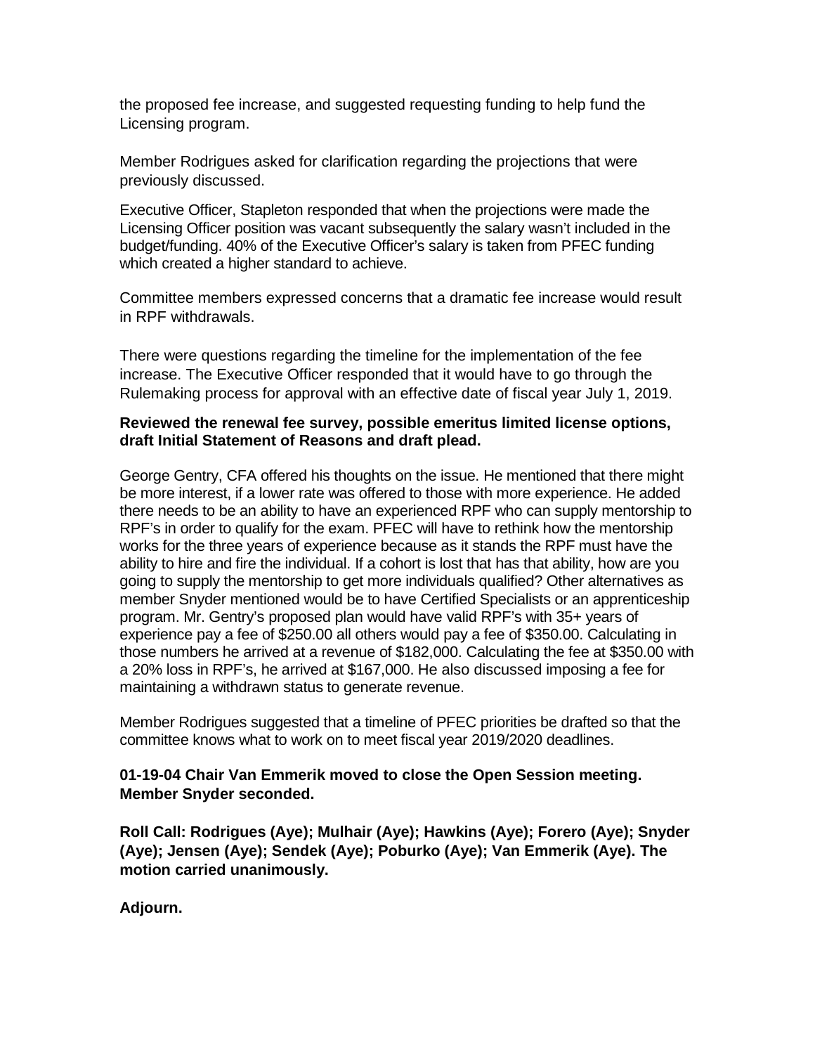the proposed fee increase, and suggested requesting funding to help fund the Licensing program.

Member Rodrigues asked for clarification regarding the projections that were previously discussed.

Executive Officer, Stapleton responded that when the projections were made the Licensing Officer position was vacant subsequently the salary wasn't included in the budget/funding. 40% of the Executive Officer's salary is taken from PFEC funding which created a higher standard to achieve.

Committee members expressed concerns that a dramatic fee increase would result in RPF withdrawals.

There were questions regarding the timeline for the implementation of the fee increase. The Executive Officer responded that it would have to go through the Rulemaking process for approval with an effective date of fiscal year July 1, 2019.

**Reviewed the renewal fee survey, possible emeritus limited license options, draft Initial Statement of Reasons and draft plead.**

George Gentry, CFA offered his thoughts on the issue. He mentioned that there might be more interest, if a lower rate was offered to those with more experience. He added there needs to be an ability to have an experienced RPF who can supply mentorship to RPF's in order to qualify for the exam. PFEC will have to rethink how the mentorship works for the three years of experience because as it stands the RPF must have the ability to hire and fire the individual. If a cohort is lost that has that ability, how are you going to supply the mentorship to get more individuals qualified? Other alternatives as member Snyder mentioned would be to have Certified Specialists or an apprenticeship program. Mr. Gentry's proposed plan would have valid RPF's with 35+ years of experience pay a fee of $250.00 all others would pay a fee of $350.00. Calculating in those numbers he arrived at a revenue of $182,000. Calculating the fee at $350.00 with a 20% loss in RPF's, he arrived at $167,000. He also discussed imposing a fee for maintaining a withdrawn status to generate revenue.

Member Rodrigues suggested that a timeline of PFEC priorities be drafted so that the committee knows what to work on to meet fiscal year 2019/2020 deadlines.

**01-19-04 Chair Van Emmerik moved to close the Open Session meeting. Member Snyder seconded.**

**Roll Call: Rodrigues (Aye); Mulhair (Aye); Hawkins (Aye); Forero (Aye); Snyder (Aye); Jensen (Aye); Sendek (Aye); Poburko (Aye); Van Emmerik (Aye). The motion carried unanimously.**

**Adjourn.**